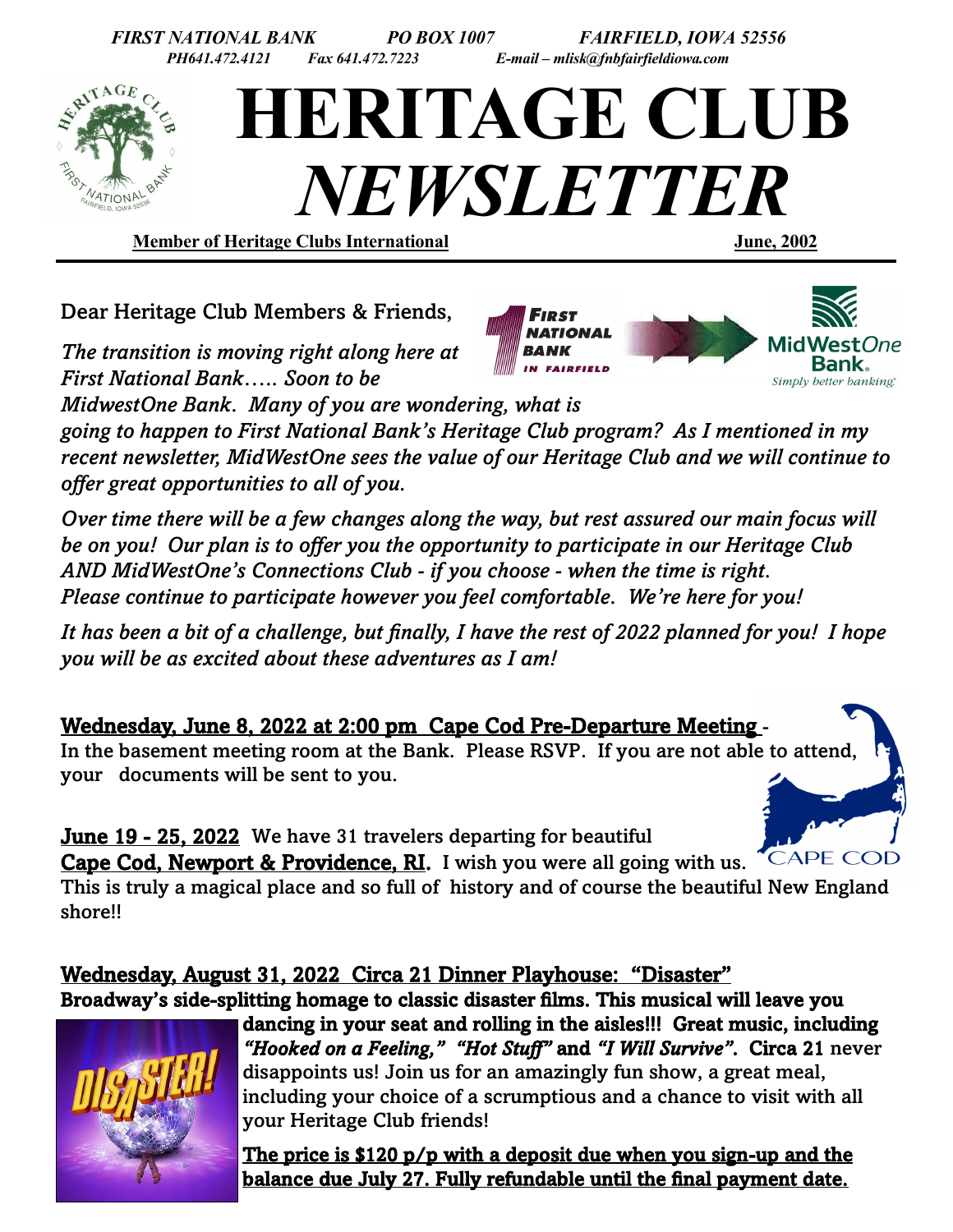***FIRST NATIONAL BANK PO BOX 1007 FAIRFIELD, IOWA 52556***
***PH641.472.4121 Fax 641.472.7223 E-mail – mlisk@fnbfairfieldiowa.com***

# HERITAGE CLUB *NEWSLETTER*

**Member of Heritage Clubs International** **June, 2002**

---

Dear Heritage Club Members & Friends,

*The transition is moving right along here at First National Bank….. Soon to be MidwestOne Bank. Many of you are wondering, what is going to happen to First National Bank's Heritage Club program? As I mentioned in my recent newsletter, MidWestOne sees the value of our Heritage Club and we will continue to offer great opportunities to all of you.*

*Over time there will be a few changes along the way, but rest assured our main focus will be on you! Our plan is to offer you the opportunity to participate in our Heritage Club AND MidWestOne's Connections Club - if you choose - when the time is right. Please continue to participate however you feel comfortable. We're here for you!*

*It has been a bit of a challenge, but finally, I have the rest of 2022 planned for you! I hope you will be as excited about these adventures as I am!*

<u>Wednesday, June 8, 2022 at 2:00 pm Cape Cod Pre-Departure Meeting</u> - In the basement meeting room at the Bank. Please RSVP. If you are not able to attend, your documents will be sent to you.

<u>June 19 - 25, 2022</u> We have 31 travelers departing for beautiful <u>Cape Cod, Newport & Providence, RI.</u> I wish you were all going with us. This is truly a magical place and so full of history and of course the beautiful New England shore!!

<u>Wednesday, August 31, 2022 Circa 21 Dinner Playhouse: "Disaster"</u>
**Broadway's side-splitting homage to classic disaster films. This musical will leave you dancing in your seat and rolling in the aisles!!! Great music, including *"Hooked on a Feeling," "Hot Stuff"* and *"I Will Survive"*. Circa 21** never disappoints us! Join us for an amazingly fun show, a great meal, including your choice of a scrumptious and a chance to visit with all your Heritage Club friends!

**<u>The price is $120 p/p with a deposit due when you sign-up and the balance due July 27. Fully refundable until the final payment date.</u>**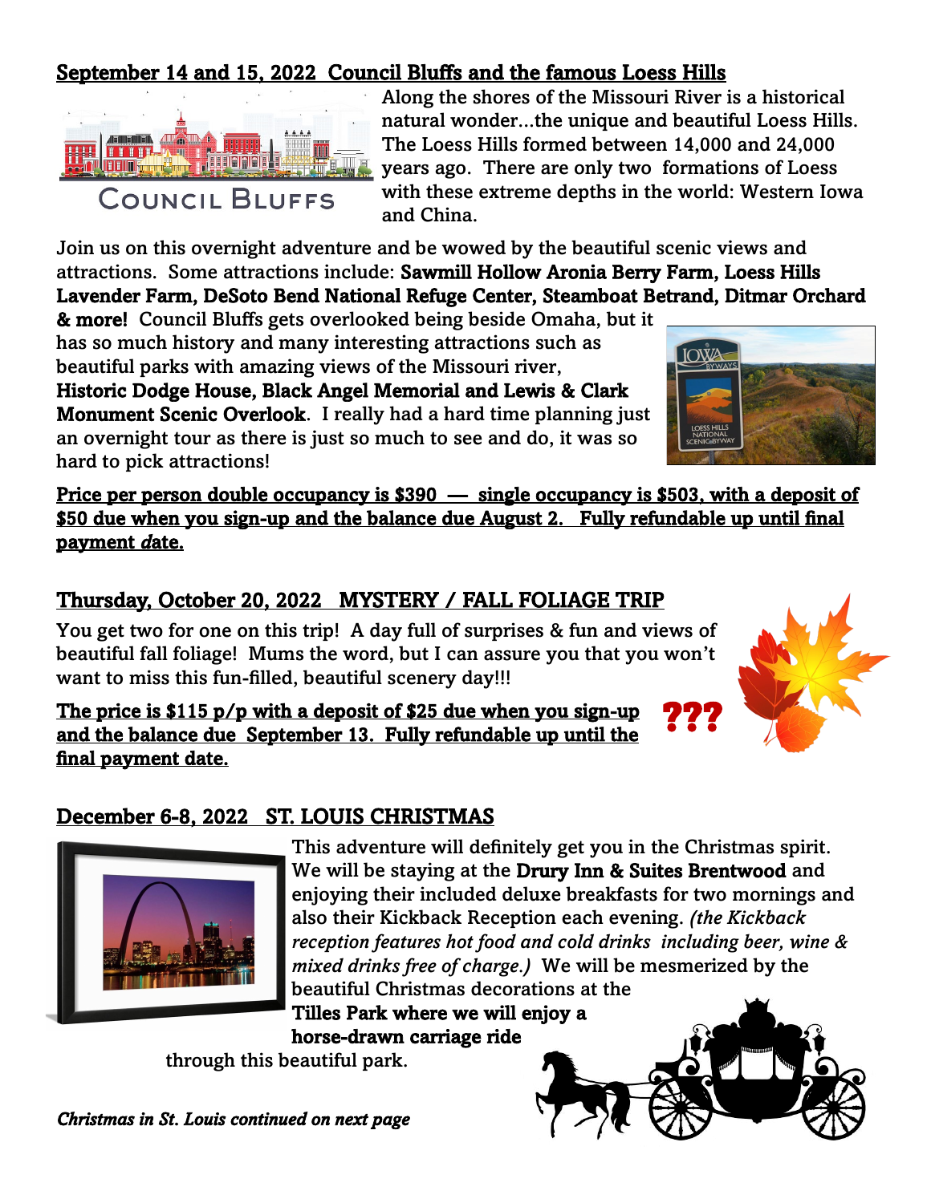## September 14 and 15, 2022 Council Bluffs and the famous Loess Hills

Along the shores of the Missouri River is a historical natural wonder...the unique and beautiful Loess Hills. The Loess Hills formed between 14,000 and 24,000 years ago. There are only two formations of Loess with these extreme depths in the world: Western Iowa and China.

Join us on this overnight adventure and be wowed by the beautiful scenic views and attractions. Some attractions include: **Sawmill Hollow Aronia Berry Farm, Loess Hills Lavender Farm, DeSoto Bend National Refuge Center, Steamboat Betrand, Ditmar Orchard & more!** Council Bluffs gets overlooked being beside Omaha, but it has so much history and many interesting attractions such as beautiful parks with amazing views of the Missouri river, **Historic Dodge House, Black Angel Memorial and Lewis & Clark Monument Scenic Overlook**. I really had a hard time planning just an overnight tour as there is just so much to see and do, it was so hard to pick attractions!

**Price per person double occupancy is $390 — single occupancy is $503, with a deposit of $50 due when you sign-up and the balance due August 2. Fully refundable up until final payment *d*ate.**

## Thursday, October 20, 2022 MYSTERY / FALL FOLIAGE TRIP

You get two for one on this trip! A day full of surprises & fun and views of beautiful fall foliage! Mums the word, but I can assure you that you won't want to miss this fun-filled, beautiful scenery day!!!

**The price is $115 p/p with a deposit of $25 due when you sign-up and the balance due September 13. Fully refundable up until the final payment date.**

???

## December 6-8, 2022 ST. LOUIS CHRISTMAS

This adventure will definitely get you in the Christmas spirit. We will be staying at the **Drury Inn & Suites Brentwood** and enjoying their included deluxe breakfasts for two mornings and also their Kickback Reception each evening. *(the Kickback reception features hot food and cold drinks including beer, wine & mixed drinks free of charge.)* We will be mesmerized by the beautiful Christmas decorations at the **Tilles Park where we will enjoy a horse-drawn carriage ride** through this beautiful park.

***Christmas in St. Louis continued on next page***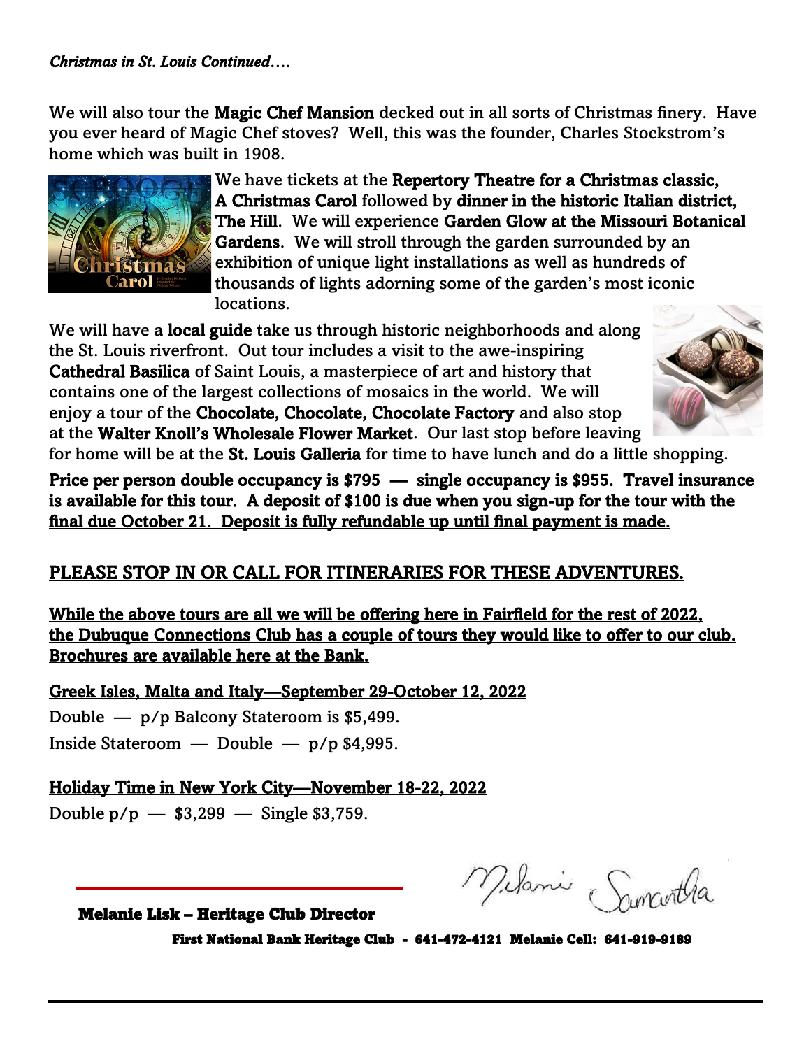*Christmas in St. Louis Continued….*

We will also tour the **Magic Chef Mansion** decked out in all sorts of Christmas finery. Have you ever heard of Magic Chef stoves? Well, this was the founder, Charles Stockstrom's home which was built in 1908.

We have tickets at the **Repertory Theatre for a Christmas classic, A Christmas Carol** followed by **dinner in the historic Italian district, The Hill**. We will experience **Garden Glow at the Missouri Botanical Gardens**. We will stroll through the garden surrounded by an exhibition of unique light installations as well as hundreds of thousands of lights adorning some of the garden's most iconic locations.

We will have a **local guide** take us through historic neighborhoods and along the St. Louis riverfront. Out tour includes a visit to the awe-inspiring **Cathedral Basilica** of Saint Louis, a masterpiece of art and history that contains one of the largest collections of mosaics in the world. We will enjoy a tour of the **Chocolate, Chocolate, Chocolate Factory** and also stop at the **Walter Knoll's Wholesale Flower Market**. Our last stop before leaving for home will be at the **St. Louis Galleria** for time to have lunch and do a little shopping.

**Price per person double occupancy is $795 — single occupancy is $955. Travel insurance is available for this tour. A deposit of $100 is due when you sign-up for the tour with the final due October 21. Deposit is fully refundable up until final payment is made.**

## PLEASE STOP IN OR CALL FOR ITINERARIES FOR THESE ADVENTURES.

**While the above tours are all we will be offering here in Fairfield for the rest of 2022, the Dubuque Connections Club has a couple of tours they would like to offer to our club. Brochures are available here at the Bank.**

**Greek Isles, Malta and Italy—September 29-October 12, 2022**

Double — p/p Balcony Stateroom is $5,499.

Inside Stateroom — Double — p/p $4,995.

**Holiday Time in New York City—November 18-22, 2022**

Double p/p — $3,299 — Single $3,759.

Melanie Samantha

**Melanie Lisk – Heritage Club Director**

**First National Bank Heritage Club - 641-472-4121 Melanie Cell: 641-919-9189**